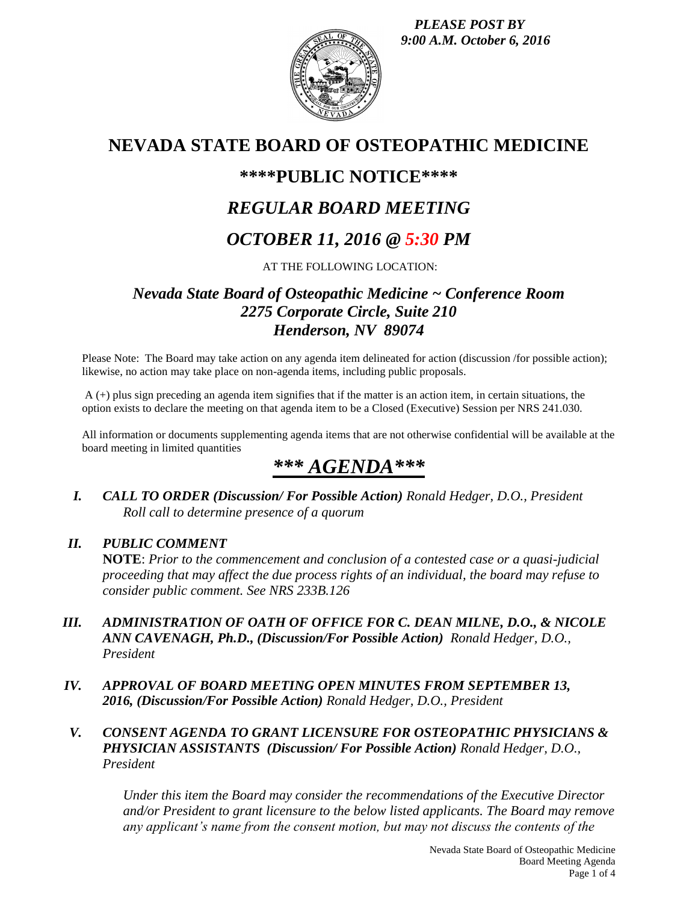*PLEASE POST BY*
*9:00 A.M. October 6, 2016*

# NEVADA STATE BOARD OF OSTEOPATHIC MEDICINE

## \*\*\*\*PUBLIC NOTICE\*\*\*\*

## *REGULAR BOARD MEETING*

## *OCTOBER 11, 2016 @ 5:30 PM*

AT THE FOLLOWING LOCATION:

### *Nevada State Board of Osteopathic Medicine ~ Conference Room*
### *2275 Corporate Circle, Suite 210*
### *Henderson, NV 89074*

Please Note: The Board may take action on any agenda item delineated for action (discussion /for possible action); likewise, no action may take place on non-agenda items, including public proposals.

A (+) plus sign preceding an agenda item signifies that if the matter is an action item, in certain situations, the option exists to declare the meeting on that agenda item to be a Closed (Executive) Session per NRS 241.030.

All information or documents supplementing agenda items that are not otherwise confidential will be available at the board meeting in limited quantities

## *\*\*\* AGENDA\*\*\**

**I.** ***CALL TO ORDER (Discussion/ For Possible Action)*** *Ronald Hedger, D.O., President*
*Roll call to determine presence of a quorum*

**II.** ***PUBLIC COMMENT***
**NOTE**: *Prior to the commencement and conclusion of a contested case or a quasi-judicial proceeding that may affect the due process rights of an individual, the board may refuse to consider public comment. See NRS 233B.126*

**III.** ***ADMINISTRATION OF OATH OF OFFICE FOR C. DEAN MILNE, D.O., & NICOLE ANN CAVENAGH, Ph.D., (Discussion/For Possible Action)*** *Ronald Hedger, D.O., President*

**IV.** ***APPROVAL OF BOARD MEETING OPEN MINUTES FROM SEPTEMBER 13, 2016, (Discussion/For Possible Action)*** *Ronald Hedger, D.O., President*

**V.** ***CONSENT AGENDA TO GRANT LICENSURE FOR OSTEOPATHIC PHYSICIANS & PHYSICIAN ASSISTANTS (Discussion/ For Possible Action)*** *Ronald Hedger, D.O., President*

*Under this item the Board may consider the recommendations of the Executive Director and/or President to grant licensure to the below listed applicants. The Board may remove any applicant's name from the consent motion, but may not discuss the contents of the*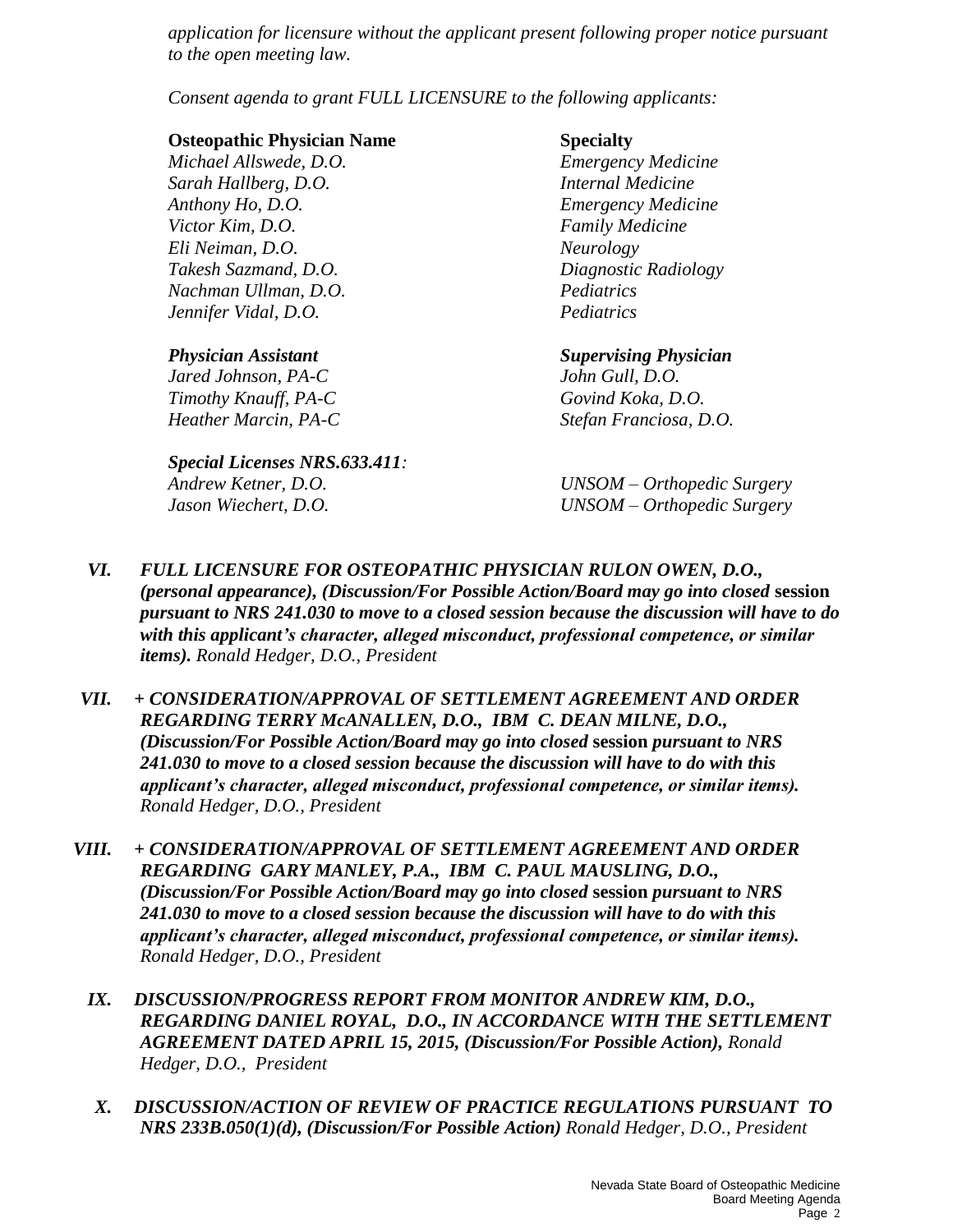*application for licensure without the applicant present following proper notice pursuant to the open meeting law.*

*Consent agenda to grant FULL LICENSURE to the following applicants:*

| **Osteopathic Physician Name** | **Specialty** |
|---|---|
| *Michael Allswede, D.O.* | *Emergency Medicine* |
| *Sarah Hallberg, D.O.* | *Internal Medicine* |
| *Anthony Ho, D.O.* | *Emergency Medicine* |
| *Victor Kim, D.O.* | *Family Medicine* |
| *Eli Neiman, D.O.* | *Neurology* |
| *Takesh Sazmand, D.O.* | *Diagnostic Radiology* |
| *Nachman Ullman, D.O.* | *Pediatrics* |
| *Jennifer Vidal, D.O.* | *Pediatrics* |

| ***Physician Assistant*** | ***Supervising Physician*** |
|---|---|
| *Jared Johnson, PA-C* | *John Gull, D.O.* |
| *Timothy Knauff, PA-C* | *Govind Koka, D.O.* |
| *Heather Marcin, PA-C* | *Stefan Franciosa, D.O.* |

***Special Licenses NRS.633.411:***

| | |
|---|---|
| *Andrew Ketner, D.O.* | *UNSOM – Orthopedic Surgery* |
| *Jason Wiechert, D.O.* | *UNSOM – Orthopedic Surgery* |

VI. ***FULL LICENSURE FOR OSTEOPATHIC PHYSICIAN RULON OWEN, D.O., (personal appearance), (Discussion/For Possible Action/Board may go into closed* session *pursuant to NRS 241.030 to move to a closed session because the discussion will have to do with this applicant's character, alleged misconduct, professional competence, or similar items).*** *Ronald Hedger, D.O., President*

VII. ***+ CONSIDERATION/APPROVAL OF SETTLEMENT AGREEMENT AND ORDER REGARDING TERRY McANALLEN, D.O., IBM C. DEAN MILNE, D.O., (Discussion/For Possible Action/Board may go into closed* session *pursuant to NRS 241.030 to move to a closed session because the discussion will have to do with this applicant's character, alleged misconduct, professional competence, or similar items).*** *Ronald Hedger, D.O., President*

VIII. ***+ CONSIDERATION/APPROVAL OF SETTLEMENT AGREEMENT AND ORDER REGARDING GARY MANLEY, P.A., IBM C. PAUL MAUSLING, D.O., (Discussion/For Possible Action/Board may go into closed* session *pursuant to NRS 241.030 to move to a closed session because the discussion will have to do with this applicant's character, alleged misconduct, professional competence, or similar items).*** *Ronald Hedger, D.O., President*

IX. ***DISCUSSION/PROGRESS REPORT FROM MONITOR ANDREW KIM, D.O., REGARDING DANIEL ROYAL, D.O., IN ACCORDANCE WITH THE SETTLEMENT AGREEMENT DATED APRIL 15, 2015, (Discussion/For Possible Action),*** *Ronald Hedger, D.O., President*

X. ***DISCUSSION/ACTION OF REVIEW OF PRACTICE REGULATIONS PURSUANT TO NRS 233B.050(1)(d), (Discussion/For Possible Action)*** *Ronald Hedger, D.O., President*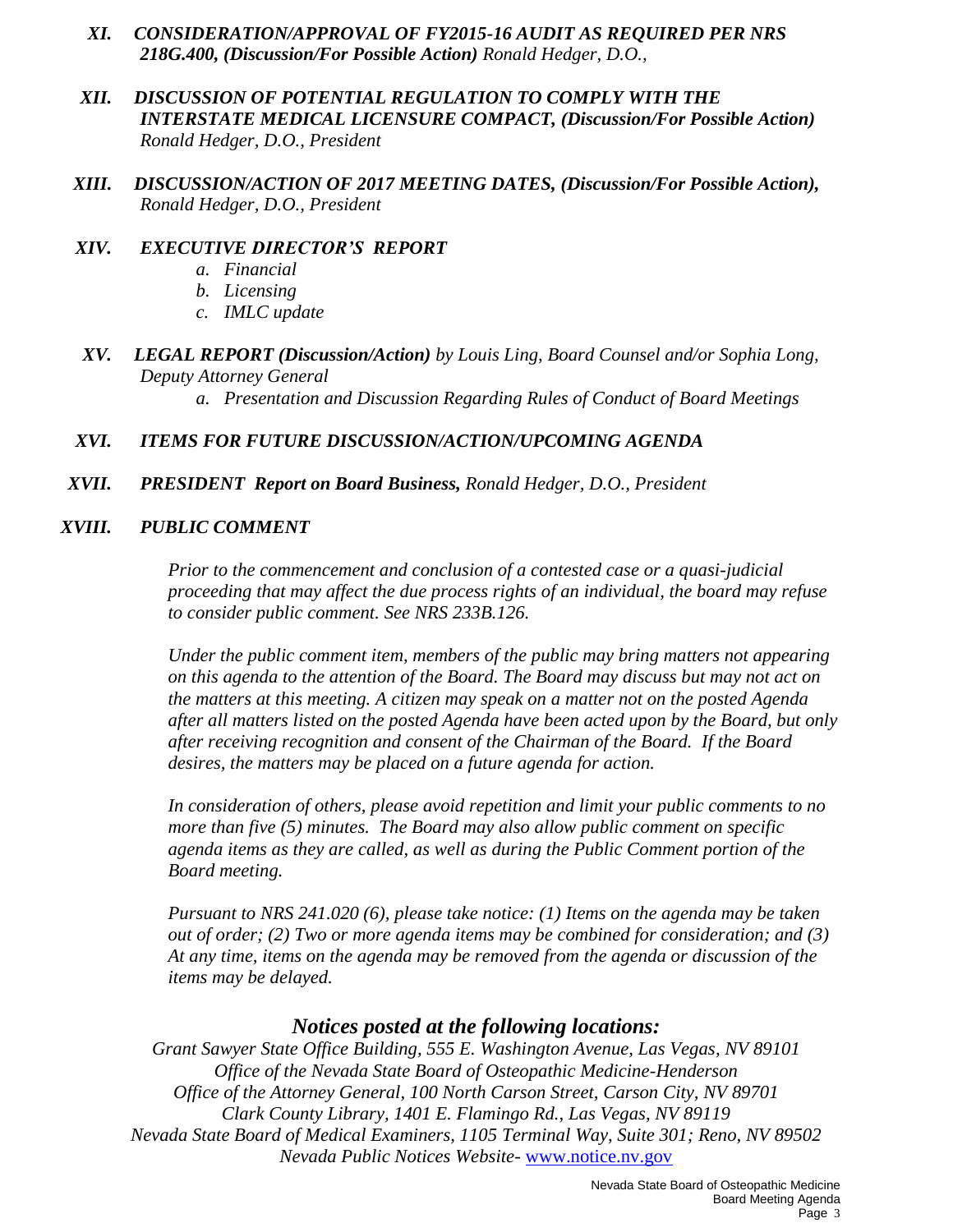XI. ***CONSIDERATION/APPROVAL OF FY2015-16 AUDIT AS REQUIRED PER NRS 218G.400, (Discussion/For Possible Action)*** *Ronald Hedger, D.O.,*

XII. ***DISCUSSION OF POTENTIAL REGULATION TO COMPLY WITH THE INTERSTATE MEDICAL LICENSURE COMPACT, (Discussion/For Possible Action)*** *Ronald Hedger, D.O., President*

XIII. ***DISCUSSION/ACTION OF 2017 MEETING DATES, (Discussion/For Possible Action),*** *Ronald Hedger, D.O., President*

XIV. ***EXECUTIVE DIRECTOR'S REPORT***

   a. *Financial*
   b. *Licensing*
   c. *IMLC update*

XV. ***LEGAL REPORT (Discussion/Action)*** *by Louis Ling, Board Counsel and/or Sophia Long, Deputy Attorney General*

   a. *Presentation and Discussion Regarding Rules of Conduct of Board Meetings*

XVI. ***ITEMS FOR FUTURE DISCUSSION/ACTION/UPCOMING AGENDA***

XVII. ***PRESIDENT Report on Board Business,*** *Ronald Hedger, D.O., President*

XVIII. ***PUBLIC COMMENT***

*Prior to the commencement and conclusion of a contested case or a quasi-judicial proceeding that may affect the due process rights of an individual, the board may refuse to consider public comment. See NRS 233B.126.*

*Under the public comment item, members of the public may bring matters not appearing on this agenda to the attention of the Board. The Board may discuss but may not act on the matters at this meeting. A citizen may speak on a matter not on the posted Agenda after all matters listed on the posted Agenda have been acted upon by the Board, but only after receiving recognition and consent of the Chairman of the Board. If the Board desires, the matters may be placed on a future agenda for action.*

*In consideration of others, please avoid repetition and limit your public comments to no more than five (5) minutes. The Board may also allow public comment on specific agenda items as they are called, as well as during the Public Comment portion of the Board meeting.*

*Pursuant to NRS 241.020 (6), please take notice: (1) Items on the agenda may be taken out of order; (2) Two or more agenda items may be combined for consideration; and (3) At any time, items on the agenda may be removed from the agenda or discussion of the items may be delayed.*

## *Notices posted at the following locations:*

*Grant Sawyer State Office Building, 555 E. Washington Avenue, Las Vegas, NV 89101*
*Office of the Nevada State Board of Osteopathic Medicine-Henderson*
*Office of the Attorney General, 100 North Carson Street, Carson City, NV 89701*
*Clark County Library, 1401 E. Flamingo Rd., Las Vegas, NV 89119*
*Nevada State Board of Medical Examiners, 1105 Terminal Way, Suite 301; Reno, NV 89502*
*Nevada Public Notices Website-* [www.notice.nv.gov](http://www.notice.nv.gov)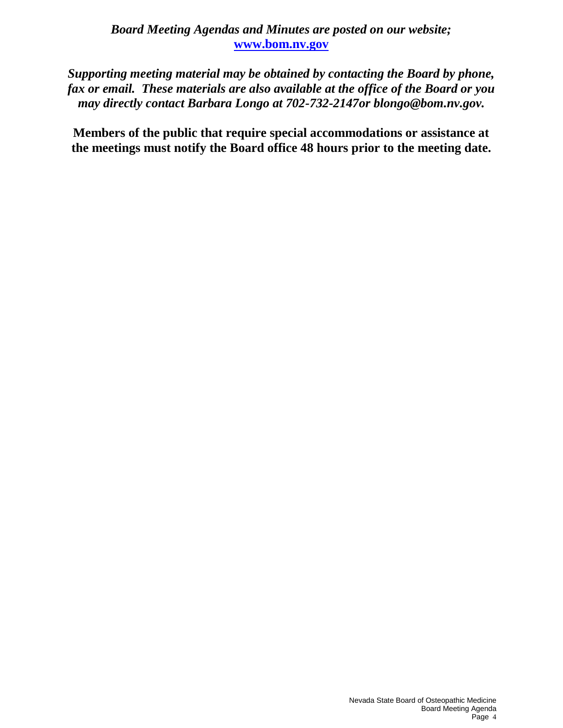***Board Meeting Agendas and Minutes are posted on our website;***
**www.bom.nv.gov**

***Supporting meeting material may be obtained by contacting the Board by phone, fax or email. These materials are also available at the office of the Board or you may directly contact Barbara Longo at 702-732-2147or blongo@bom.nv.gov.***

**Members of the public that require special accommodations or assistance at the meetings must notify the Board office 48 hours prior to the meeting date.**